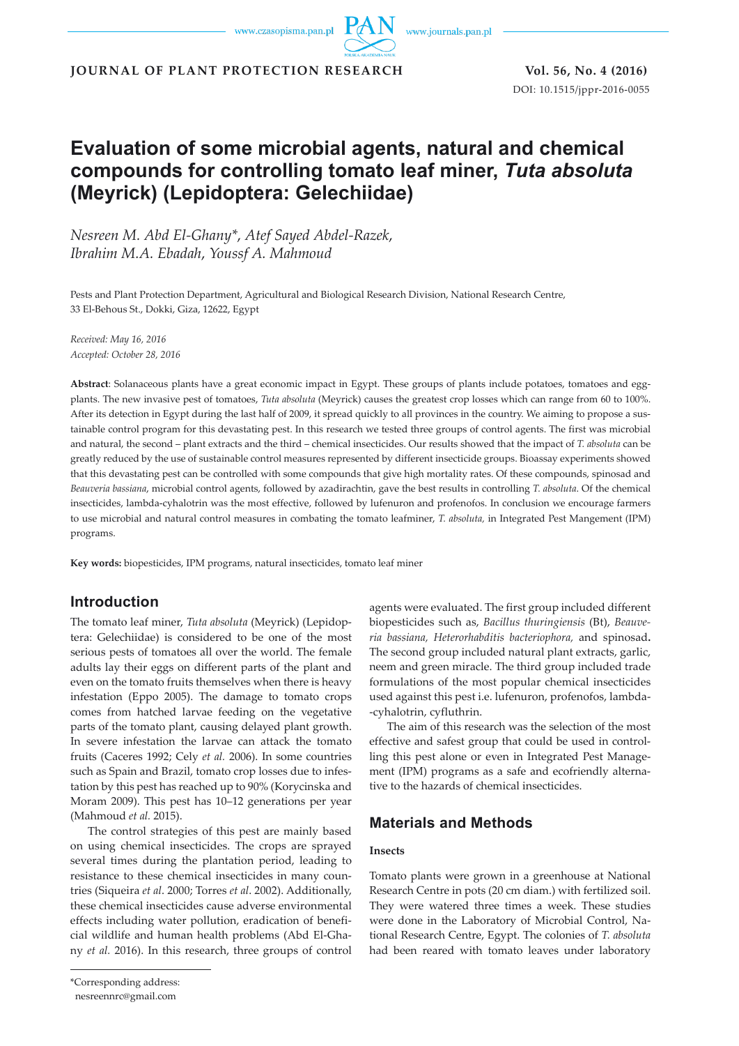# Evaluation of some microbial agents, natural and chemical compounds for controlling tomato leaf miner, *Tuta absoluta* (Meyrick) (Lepidoptera: Gelechiidae)

*Nesreen M. Abd El-Ghany\*, Atef Sayed Abdel-Razek, Ibrahim M.A. Ebadah, Youssf A. Mahmoud*

Pests and Plant Protection Department, Agricultural and Biological Research Division, National Research Centre, 33 El-Behous St., Dokki, Giza, 12622, Egypt

*Received: May 16, 2016*
*Accepted: October 28, 2016*

**Abstract**: Solanaceous plants have a great economic impact in Egypt. These groups of plants include potatoes, tomatoes and eggplants. The new invasive pest of tomatoes, *Tuta absoluta* (Meyrick) causes the greatest crop losses which can range from 60 to 100%. After its detection in Egypt during the last half of 2009, it spread quickly to all provinces in the country. We aiming to propose a sustainable control program for this devastating pest. In this research we tested three groups of control agents. The first was microbial and natural, the second – plant extracts and the third – chemical insecticides. Our results showed that the impact of *T. absoluta* can be greatly reduced by the use of sustainable control measures represented by different insecticide groups. Bioassay experiments showed that this devastating pest can be controlled with some compounds that give high mortality rates. Of these compounds, spinosad and *Beauveria bassiana*, microbial control agents, followed by azadirachtin, gave the best results in controlling *T. absoluta*. Of the chemical insecticides, lambda-cyhalotrin was the most effective, followed by lufenuron and profenofos. In conclusion we encourage farmers to use microbial and natural control measures in combating the tomato leafminer, *T. absoluta,* in Integrated Pest Mangement (IPM) programs.

**Key words:** biopesticides, IPM programs, natural insecticides, tomato leaf miner

## Introduction

The tomato leaf miner, *Tuta absoluta* (Meyrick) (Lepidoptera: Gelechiidae) is considered to be one of the most serious pests of tomatoes all over the world. The female adults lay their eggs on different parts of the plant and even on the tomato fruits themselves when there is heavy infestation (Eppo 2005). The damage to tomato crops comes from hatched larvae feeding on the vegetative parts of the tomato plant, causing delayed plant growth. In severe infestation the larvae can attack the tomato fruits (Caceres 1992; Cely *et al.* 2006). In some countries such as Spain and Brazil, tomato crop losses due to infestation by this pest has reached up to 90% (Korycinska and Moram 2009). This pest has 10–12 generations per year (Mahmoud *et al.* 2015).

The control strategies of this pest are mainly based on using chemical insecticides. The crops are sprayed several times during the plantation period, leading to resistance to these chemical insecticides in many countries (Siqueira *et al*. 2000; Torres *et al*. 2002). Additionally, these chemical insecticides cause adverse environmental effects including water pollution, eradication of beneficial wildlife and human health problems (Abd El-Ghany *et al.* 2016). In this research, three groups of control agents were evaluated. The first group included different biopesticides such as, *Bacillus thuringiensis* (Bt), *Beauveria bassiana, Heterorhabditis bacteriophora,* and spinosad**.** The second group included natural plant extracts, garlic, neem and green miracle. The third group included trade formulations of the most popular chemical insecticides used against this pest i.e. lufenuron, profenofos, lambda-cyhalotrin, cyfluthrin.

The aim of this research was the selection of the most effective and safest group that could be used in controlling this pest alone or even in Integrated Pest Management (IPM) programs as a safe and ecofriendly alternative to the hazards of chemical insecticides.

## Materials and Methods

### Insects

Tomato plants were grown in a greenhouse at National Research Centre in pots (20 cm diam.) with fertilized soil. They were watered three times a week. These studies were done in the Laboratory of Microbial Control, National Research Centre, Egypt. The colonies of *T. absoluta* had been reared with tomato leaves under laboratory

\*Corresponding address:
nesreennrc@gmail.com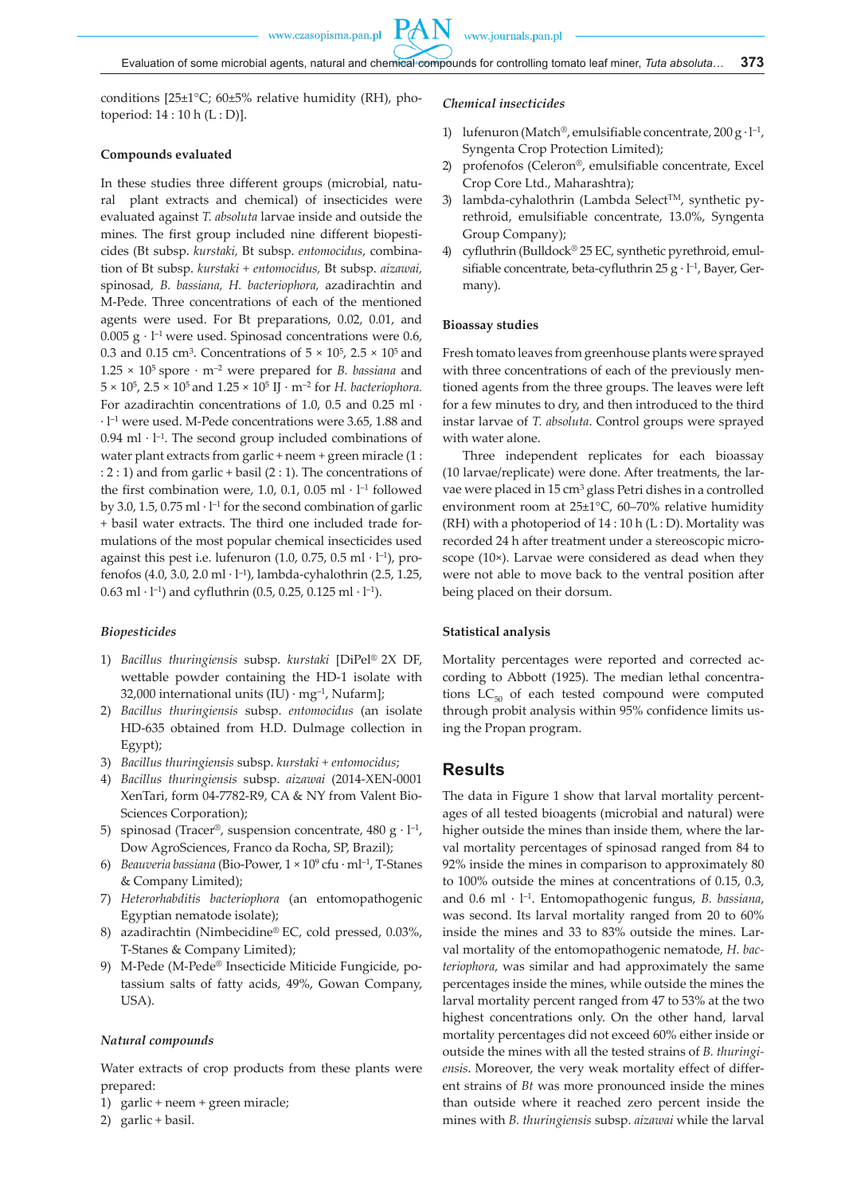conditions [25±1°C; 60±5% relative humidity (RH), photoperiod: 14 : 10 h (L : D)].

### Compounds evaluated

In these studies three different groups (microbial, natural plant extracts and chemical) of insecticides were evaluated against *T. absoluta* larvae inside and outside the mines. The first group included nine different biopesticides (Bt subsp. *kurstaki,* Bt subsp. *entomocidus*, combination of Bt subsp. *kurstaki + entomocidus,* Bt subsp. *aizawai,* spinosad, *B. bassiana, H. bacteriophora,* azadirachtin and M-Pede. Three concentrations of each of the mentioned agents were used. For Bt preparations, 0.02, 0.01, and 0.005 g · $l^{-1}$ were used. Spinosad concentrations were 0.6, 0.3 and 0.15 $cm^3$. Concentrations of $5 \times 10^5$, $2.5 \times 10^5$ and $1.25 \times 10^5$ spore · $m^{-2}$ were prepared for *B. bassiana* and $5 \times 10^5$, $2.5 \times 10^5$ and $1.25 \times 10^5$ IJ · $m^{-2}$ for *H. bacteriophora.* For azadirachtin concentrations of 1.0, 0.5 and 0.25 ml · · $l^{-1}$ were used. M-Pede concentrations were 3.65, 1.88 and 0.94 ml · $l^{-1}$. The second group included combinations of water plant extracts from garlic + neem + green miracle (1 : : 2 : 1) and from garlic + basil (2 : 1). The concentrations of the first combination were, 1.0, 0.1, 0.05 ml · $l^{-1}$ followed by 3.0, 1.5, 0.75 ml · $l^{-1}$ for the second combination of garlic + basil water extracts. The third one included trade formulations of the most popular chemical insecticides used against this pest i.e. lufenuron (1.0, 0.75, 0.5 ml · $l^{-1}$), profenofos (4.0, 3.0, 2.0 ml · $l^{-1}$), lambda-cyhalothrin (2.5, 1.25, 0.63 ml · $l^{-1}$) and cyfluthrin (0.5, 0.25, 0.125 ml · $l^{-1}$).

#### *Biopesticides*

1) *Bacillus thuringiensis* subsp. *kurstaki* [DiPel® 2X DF, wettable powder containing the HD-1 isolate with 32,000 international units (IU) · $mg^{-1}$, Nufarm];
2) *Bacillus thuringiensis* subsp. *entomocidus* (an isolate HD-635 obtained from H.D. Dulmage collection in Egypt);
3) *Bacillus thuringiensis* subsp. *kurstaki + entomocidus*;
4) *Bacillus thuringiensis* subsp. *aizawai* (2014-XEN-0001 XenTari, form 04-7782-R9, CA & NY from Valent BioSciences Corporation);
5) spinosad (Tracer®, suspension concentrate, 480 g · $l^{-1}$, Dow AgroSciences, Franco da Rocha, SP, Brazil);
6) *Beauveria bassiana* (Bio-Power, $1 \times 10^9$ cfu · $ml^{-1}$, T-Stanes & Company Limited);
7) *Heterorhabditis bacteriophora* (an entomopathogenic Egyptian nematode isolate);
8) azadirachtin (Nimbecidine® EC, cold pressed, 0.03%, T-Stanes & Company Limited);
9) M-Pede (M-Pede® Insecticide Miticide Fungicide, potassium salts of fatty acids, 49%, Gowan Company, USA).

#### *Natural compounds*

Water extracts of crop products from these plants were prepared:

1) garlic + neem + green miracle;
2) garlic + basil.

#### *Chemical insecticides*

1) lufenuron (Match®, emulsifiable concentrate, 200 g · $l^{-1}$, Syngenta Crop Protection Limited);
2) profenofos (Celeron®, emulsifiable concentrate, Excel Crop Core Ltd., Maharashtra);
3) lambda-cyhalothrin (Lambda Select™, synthetic pyrethroid, emulsifiable concentrate, 13.0%, Syngenta Group Company);
4) cyfluthrin (Bulldock® 25 EC, synthetic pyrethroid, emulsifiable concentrate, beta-cyfluthrin 25 g · $l^{-1}$, Bayer, Germany).

### Bioassay studies

Fresh tomato leaves from greenhouse plants were sprayed with three concentrations of each of the previously mentioned agents from the three groups. The leaves were left for a few minutes to dry, and then introduced to the third instar larvae of *T. absoluta*. Control groups were sprayed with water alone.

Three independent replicates for each bioassay (10 larvae/replicate) were done. After treatments, the larvae were placed in 15 $cm^3$ glass Petri dishes in a controlled environment room at 25±1°C, 60–70% relative humidity (RH) with a photoperiod of 14 : 10 h (L : D). Mortality was recorded 24 h after treatment under a stereoscopic microscope (10×). Larvae were considered as dead when they were not able to move back to the ventral position after being placed on their dorsum.

### Statistical analysis

Mortality percentages were reported and corrected according to Abbott (1925). The median lethal concentrations $LC_{50}$ of each tested compound were computed through probit analysis within 95% confidence limits using the Propan program.

## Results

The data in Figure 1 show that larval mortality percentages of all tested bioagents (microbial and natural) were higher outside the mines than inside them, where the larval mortality percentages of spinosad ranged from 84 to 92% inside the mines in comparison to approximately 80 to 100% outside the mines at concentrations of 0.15, 0.3, and 0.6 ml · $l^{-1}$. Entomopathogenic fungus, *B. bassiana*, was second. Its larval mortality ranged from 20 to 60% inside the mines and 33 to 83% outside the mines. Larval mortality of the entomopathogenic nematode, *H. bacteriophora*, was similar and had approximately the same percentages inside the mines, while outside the mines the larval mortality percent ranged from 47 to 53% at the two highest concentrations only. On the other hand, larval mortality percentages did not exceed 60% either inside or outside the mines with all the tested strains of *B. thuringiensis*. Moreover, the very weak mortality effect of different strains of *Bt* was more pronounced inside the mines than outside where it reached zero percent inside the mines with *B. thuringiensis* subsp. *aizawai* while the larval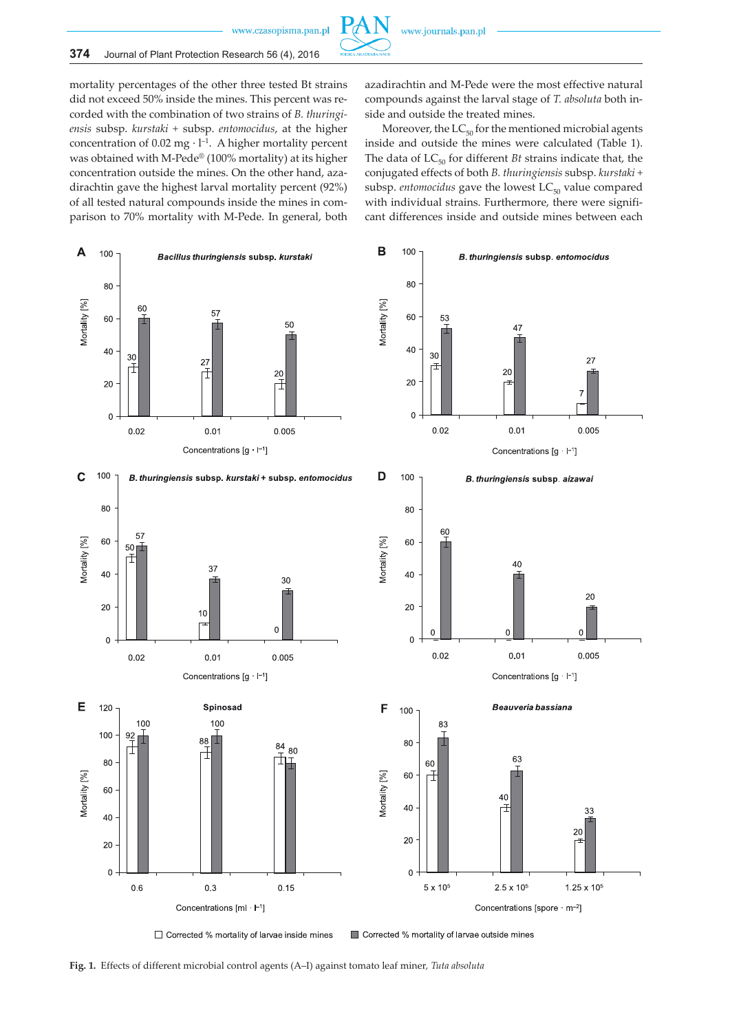mortality percentages of the other three tested Bt strains did not exceed 50% inside the mines. This percent was recorded with the combination of two strains of *B. thuringiensis* subsp. *kurstaki* + subsp. *entomocidus*, at the higher concentration of 0.02 mg · $l^{-1}$. A higher mortality percent was obtained with M-Pede® (100% mortality) at its higher concentration outside the mines. On the other hand, azadirachtin gave the highest larval mortality percent (92%) of all tested natural compounds inside the mines in comparison to 70% mortality with M-Pede. In general, both azadirachtin and M-Pede were the most effective natural compounds against the larval stage of *T. absoluta* both inside and outside the treated mines.

Moreover, the $LC_{50}$ for the mentioned microbial agents inside and outside the mines were calculated (Table 1). The data of $LC_{50}$ for different *Bt* strains indicate that, the conjugated effects of both *B. thuringiensis* subsp. *kurstaki* + subsp. *entomocidus* gave the lowest $LC_{50}$ value compared with individual strains. Furthermore, there were significant differences inside and outside mines between each

**Fig. 1.** Effects of different microbial control agents (A–I) against tomato leaf miner, *Tuta absoluta*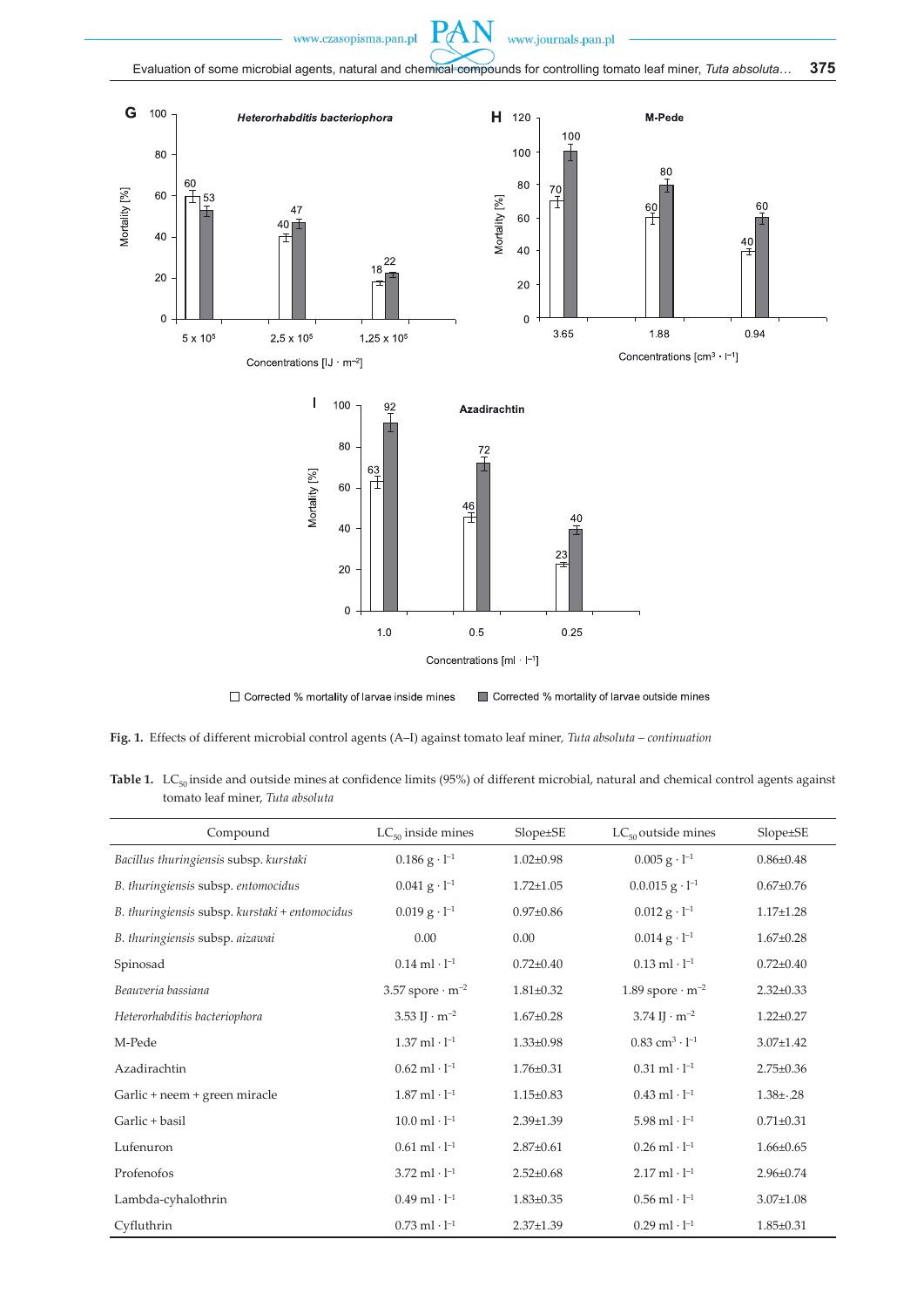Fig. 1. Effects of different microbial control agents (A–I) against tomato leaf miner, *Tuta absoluta – continuation*

**Table 1.** $LC_{50}$ inside and outside mines at confidence limits (95%) of different microbial, natural and chemical control agents against tomato leaf miner, *Tuta absoluta*

| Compound | $LC_{50}$ inside mines | Slope±SE | $LC_{50}$ outside mines | Slope±SE |
|---|---|---|---|---|
| *Bacillus thuringiensis* subsp. *kurstaki* | 0.186 g · l$^{-1}$ | 1.02±0.98 | 0.005 g · l$^{-1}$ | 0.86±0.48 |
| *B. thuringiensis* subsp. *entomocidus* | 0.041 g · l$^{-1}$ | 1.72±1.05 | 0.0.015 g · l$^{-1}$ | 0.67±0.76 |
| *B. thuringiensis* subsp. *kurstaki + entomocidus* | 0.019 g · l$^{-1}$ | 0.97±0.86 | 0.012 g · l$^{-1}$ | 1.17±1.28 |
| *B. thuringiensis* subsp. *aizawai* | 0.00 | 0.00 | 0.014 g · l$^{-1}$ | 1.67±0.28 |
| Spinosad | 0.14 ml · l$^{-1}$ | 0.72±0.40 | 0.13 ml · l$^{-1}$ | 0.72±0.40 |
| *Beauveria bassiana* | 3.57 spore · m$^{-2}$ | 1.81±0.32 | 1.89 spore · m$^{-2}$ | 2.32±0.33 |
| *Heterorhabditis bacteriophora* | 3.53 IJ · m$^{-2}$ | 1.67±0.28 | 3.74 IJ · m$^{-2}$ | 1.22±0.27 |
| M-Pede | 1.37 ml · l$^{-1}$ | 1.33±0.98 | 0.83 cm$^3$ · l$^{-1}$ | 3.07±1.42 |
| Azadirachtin | 0.62 ml · l$^{-1}$ | 1.76±0.31 | 0.31 ml · l$^{-1}$ | 2.75±0.36 |
| Garlic + neem + green miracle | 1.87 ml · l$^{-1}$ | 1.15±0.83 | 0.43 ml · l$^{-1}$ | 1.38±.28 |
| Garlic + basil | 10.0 ml · l$^{-1}$ | 2.39±1.39 | 5.98 ml · l$^{-1}$ | 0.71±0.31 |
| Lufenuron | 0.61 ml · l$^{-1}$ | 2.87±0.61 | 0.26 ml · l$^{-1}$ | 1.66±0.65 |
| Profenofos | 3.72 ml · l$^{-1}$ | 2.52±0.68 | 2.17 ml · l$^{-1}$ | 2.96±0.74 |
| Lambda-cyhalothrin | 0.49 ml · l$^{-1}$ | 1.83±0.35 | 0.56 ml · l$^{-1}$ | 3.07±1.08 |
| Cyfluthrin | 0.73 ml · l$^{-1}$ | 2.37±1.39 | 0.29 ml · l$^{-1}$ | 1.85±0.31 |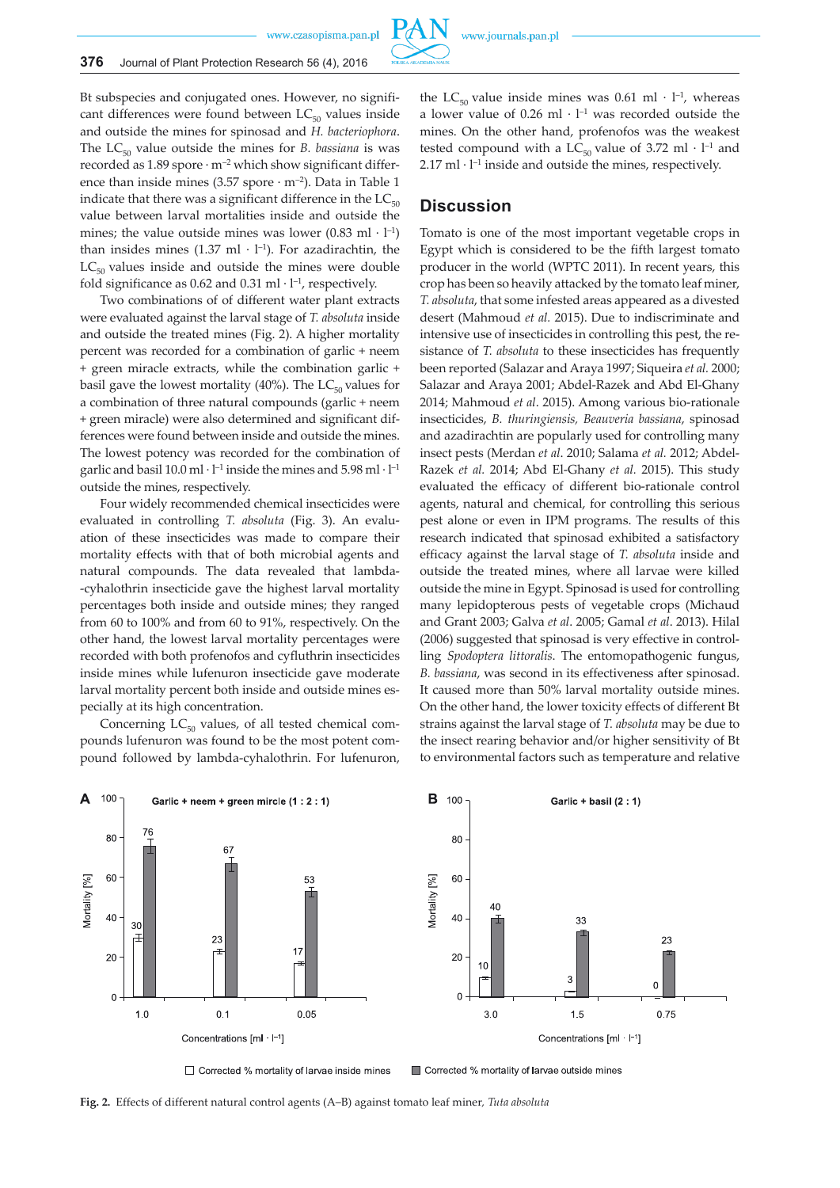Bt subspecies and conjugated ones. However, no significant differences were found between $LC_{50}$ values inside and outside the mines for spinosad and *H. bacteriophora*. The $LC_{50}$ value outside the mines for *B. bassiana* is was recorded as 1.89 spore · $m^{-2}$ which show significant difference than inside mines (3.57 spore · $m^{-2}$). Data in Table 1 indicate that there was a significant difference in the $LC_{50}$ value between larval mortalities inside and outside the mines; the value outside mines was lower (0.83 ml · $l^{-1}$) than insides mines (1.37 ml · $l^{-1}$). For azadirachtin, the $LC_{50}$ values inside and outside the mines were double fold significance as 0.62 and 0.31 ml · $l^{-1}$, respectively.

Two combinations of of different water plant extracts were evaluated against the larval stage of *T. absoluta* inside and outside the treated mines (Fig. 2). A higher mortality percent was recorded for a combination of garlic + neem + green miracle extracts, while the combination garlic + basil gave the lowest mortality (40%). The $LC_{50}$ values for a combination of three natural compounds (garlic + neem + green miracle) were also determined and significant differences were found between inside and outside the mines. The lowest potency was recorded for the combination of garlic and basil 10.0 ml · $l^{-1}$ inside the mines and 5.98 ml · $l^{-1}$ outside the mines, respectively.

Four widely recommended chemical insecticides were evaluated in controlling *T. absoluta* (Fig. 3). An evaluation of these insecticides was made to compare their mortality effects with that of both microbial agents and natural compounds. The data revealed that lambda-cyhalothrin insecticide gave the highest larval mortality percentages both inside and outside mines; they ranged from 60 to 100% and from 60 to 91%, respectively. On the other hand, the lowest larval mortality percentages were recorded with both profenofos and cyfluthrin insecticides inside mines while lufenuron insecticide gave moderate larval mortality percent both inside and outside mines especially at its high concentration.

Concerning $LC_{50}$ values, of all tested chemical compounds lufenuron was found to be the most potent compound followed by lambda-cyhalothrin. For lufenuron, the $LC_{50}$ value inside mines was 0.61 ml · $l^{-1}$, whereas a lower value of 0.26 ml · $l^{-1}$ was recorded outside the mines. On the other hand, profenofos was the weakest tested compound with a $LC_{50}$ value of 3.72 ml · $l^{-1}$ and 2.17 ml · $l^{-1}$ inside and outside the mines, respectively.

## Discussion

Tomato is one of the most important vegetable crops in Egypt which is considered to be the fifth largest tomato producer in the world (WPTC 2011). In recent years, this crop has been so heavily attacked by the tomato leaf miner, *T. absoluta*, that some infested areas appeared as a divested desert (Mahmoud *et al.* 2015). Due to indiscriminate and intensive use of insecticides in controlling this pest, the resistance of *T. absoluta* to these insecticides has frequently been reported (Salazar and Araya 1997; Siqueira *et al.* 2000; Salazar and Araya 2001; Abdel-Razek and Abd El-Ghany 2014; Mahmoud *et al.* 2015). Among various bio-rationale insecticides, *B. thuringiensis, Beauveria bassiana*, spinosad and azadirachtin are popularly used for controlling many insect pests (Merdan *et al.* 2010; Salama *et al.* 2012; Abdel-Razek *et al.* 2014; Abd El-Ghany *et al.* 2015). This study evaluated the efficacy of different bio-rationale control agents, natural and chemical, for controlling this serious pest alone or even in IPM programs. The results of this research indicated that spinosad exhibited a satisfactory efficacy against the larval stage of *T. absoluta* inside and outside the treated mines, where all larvae were killed outside the mine in Egypt. Spinosad is used for controlling many lepidopterous pests of vegetable crops (Michaud and Grant 2003; Galva *et al.* 2005; Gamal *et al.* 2013). Hilal (2006) suggested that spinosad is very effective in controlling *Spodoptera littoralis*. The entomopathogenic fungus, *B. bassiana*, was second in its effectiveness after spinosad. It caused more than 50% larval mortality outside mines. On the other hand, the lower toxicity effects of different Bt strains against the larval stage of *T. absoluta* may be due to the insect rearing behavior and/or higher sensitivity of Bt to environmental factors such as temperature and relative

**Fig. 2.** Effects of different natural control agents (A–B) against tomato leaf miner, *Tuta absoluta*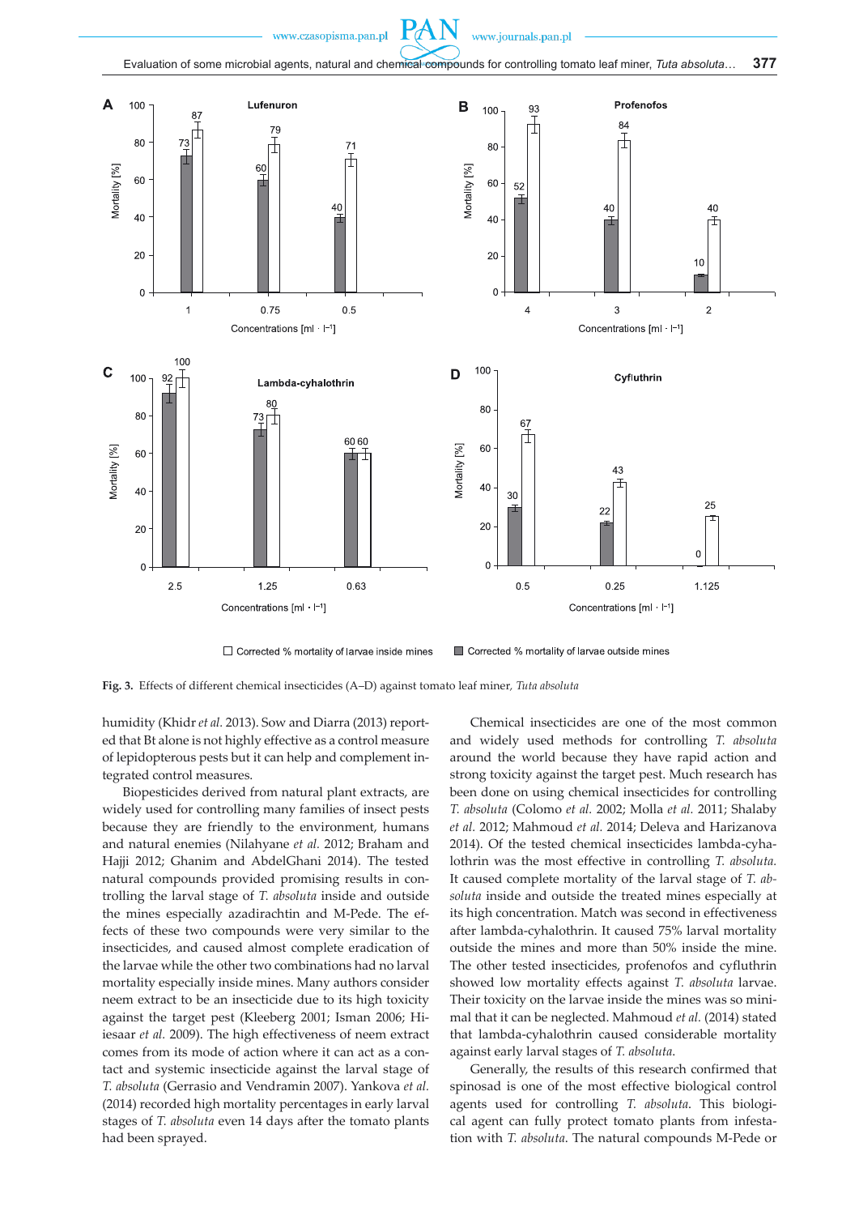Fig. 3. Effects of different chemical insecticides (A–D) against tomato leaf miner, *Tuta absoluta*

humidity (Khidr *et al.* 2013). Sow and Diarra (2013) reported that Bt alone is not highly effective as a control measure of lepidopterous pests but it can help and complement integrated control measures.

Biopesticides derived from natural plant extracts, are widely used for controlling many families of insect pests because they are friendly to the environment, humans and natural enemies (Nilahyane *et al.* 2012; Braham and Hajji 2012; Ghanim and AbdelGhani 2014). The tested natural compounds provided promising results in controlling the larval stage of *T. absoluta* inside and outside the mines especially azadirachtin and M-Pede. The effects of these two compounds were very similar to the insecticides, and caused almost complete eradication of the larvae while the other two combinations had no larval mortality especially inside mines. Many authors consider neem extract to be an insecticide due to its high toxicity against the target pest (Kleeberg 2001; Isman 2006; Hiiesaar *et al.* 2009). The high effectiveness of neem extract comes from its mode of action where it can act as a contact and systemic insecticide against the larval stage of *T. absoluta* (Gerrasio and Vendramin 2007). Yankova *et al.* (2014) recorded high mortality percentages in early larval stages of *T. absoluta* even 14 days after the tomato plants had been sprayed.

Chemical insecticides are one of the most common and widely used methods for controlling *T. absoluta* around the world because they have rapid action and strong toxicity against the target pest. Much research has been done on using chemical insecticides for controlling *T. absoluta* (Colomo *et al.* 2002; Molla *et al.* 2011; Shalaby *et al.* 2012; Mahmoud *et al.* 2014; Deleva and Harizanova 2014). Of the tested chemical insecticides lambda-cyhalothrin was the most effective in controlling *T. absoluta*. It caused complete mortality of the larval stage of *T. absoluta* inside and outside the treated mines especially at its high concentration. Match was second in effectiveness after lambda-cyhalothrin. It caused 75% larval mortality outside the mines and more than 50% inside the mine. The other tested insecticides, profenofos and cyfluthrin showed low mortality effects against *T. absoluta* larvae. Their toxicity on the larvae inside the mines was so minimal that it can be neglected. Mahmoud *et al.* (2014) stated that lambda-cyhalothrin caused considerable mortality against early larval stages of *T. absoluta*.

Generally, the results of this research confirmed that spinosad is one of the most effective biological control agents used for controlling *T. absoluta*. This biological agent can fully protect tomato plants from infestation with *T. absoluta*. The natural compounds M-Pede or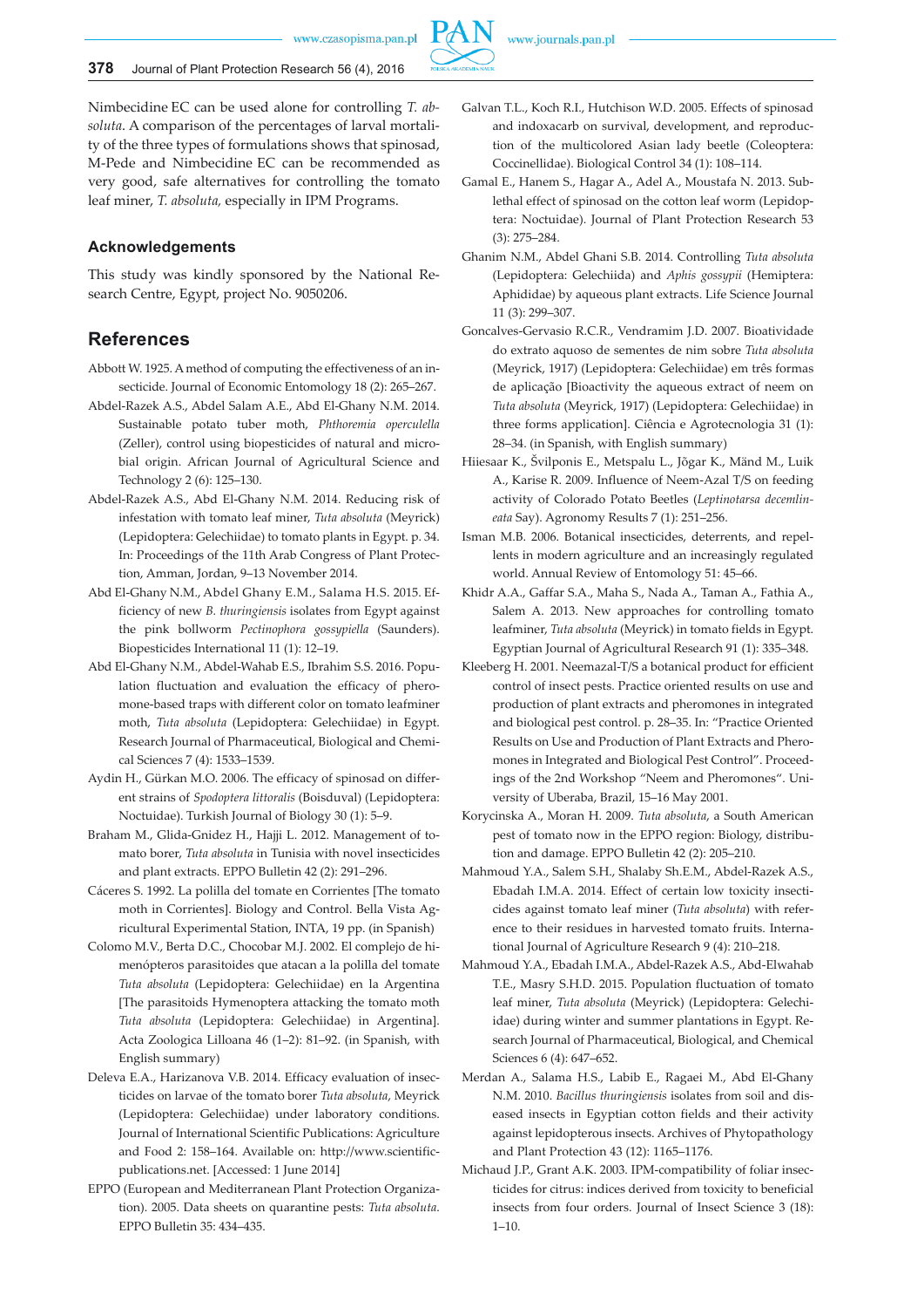Nimbecidine EC can be used alone for controlling *T. absoluta*. A comparison of the percentages of larval mortality of the three types of formulations shows that spinosad, M-Pede and Nimbecidine EC can be recommended as very good, safe alternatives for controlling the tomato leaf miner, *T. absoluta,* especially in IPM Programs.

## Acknowledgements

This study was kindly sponsored by the National Research Centre, Egypt, project No. 9050206.

## References

Abbott W. 1925. A method of computing the effectiveness of an insecticide. Journal of Economic Entomology 18 (2): 265–267.

Abdel-Razek A.S., Abdel Salam A.E., Abd El-Ghany N.M. 2014. Sustainable potato tuber moth, *Phthoremia operculella* (Zeller), control using biopesticides of natural and microbial origin. African Journal of Agricultural Science and Technology 2 (6): 125–130.

Abdel-Razek A.S., Abd El-Ghany N.M. 2014. Reducing risk of infestation with tomato leaf miner, *Tuta absoluta* (Meyrick) (Lepidoptera: Gelechiidae) to tomato plants in Egypt. p. 34. In: Proceedings of the 11th Arab Congress of Plant Protection, Amman, Jordan, 9–13 November 2014.

Abd El-Ghany N.M., Abdel Ghany E.M., Salama H.S. 2015. Efficiency of new *B. thuringiensis* isolates from Egypt against the pink bollworm *Pectinophora gossypiella* (Saunders). Biopesticides International 11 (1): 12–19.

Abd El-Ghany N.M., Abdel-Wahab E.S., Ibrahim S.S. 2016. Population fluctuation and evaluation the efficacy of pheromone-based traps with different color on tomato leafminer moth, *Tuta absoluta* (Lepidoptera: Gelechiidae) in Egypt. Research Journal of Pharmaceutical, Biological and Chemical Sciences 7 (4): 1533–1539.

Aydin H., Gürkan M.O. 2006. The efficacy of spinosad on different strains of *Spodoptera littoralis* (Boisduval) (Lepidoptera: Noctuidae). Turkish Journal of Biology 30 (1): 5–9.

Braham M., Glida-Gnidez H., Hajji L. 2012. Management of tomato borer, *Tuta absoluta* in Tunisia with novel insecticides and plant extracts. EPPO Bulletin 42 (2): 291–296.

Cáceres S. 1992. La polilla del tomate en Corrientes [The tomato moth in Corrientes]. Biology and Control. Bella Vista Agricultural Experimental Station, INTA, 19 pp. (in Spanish)

Colomo M.V., Berta D.C., Chocobar M.J. 2002. El complejo de himenópteros parasitoides que atacan a la polilla del tomate *Tuta absoluta* (Lepidoptera: Gelechiidae) en la Argentina [The parasitoids Hymenoptera attacking the tomato moth *Tuta absoluta* (Lepidoptera: Gelechiidae) in Argentina]. Acta Zoologica Lilloana 46 (1–2): 81–92. (in Spanish, with English summary)

Deleva E.A., Harizanova V.B. 2014. Efficacy evaluation of insecticides on larvae of the tomato borer *Tuta absoluta*, Meyrick (Lepidoptera: Gelechiidae) under laboratory conditions. Journal of International Scientific Publications: Agriculture and Food 2: 158–164. Available on: http://www.scientific-publications.net. [Accessed: 1 June 2014]

EPPO (European and Mediterranean Plant Protection Organization). 2005. Data sheets on quarantine pests: *Tuta absoluta.* EPPO Bulletin 35: 434–435.

Galvan T.L., Koch R.I., Hutchison W.D. 2005. Effects of spinosad and indoxacarb on survival, development, and reproduction of the multicolored Asian lady beetle (Coleoptera: Coccinellidae). Biological Control 34 (1): 108–114.

Gamal E., Hanem S., Hagar A., Adel A., Moustafa N. 2013. Sublethal effect of spinosad on the cotton leaf worm (Lepidoptera: Noctuidae). Journal of Plant Protection Research 53 (3): 275–284.

Ghanim N.M., Abdel Ghani S.B. 2014. Controlling *Tuta absoluta* (Lepidoptera: Gelechiida) and *Aphis gossypii* (Hemiptera: Aphididae) by aqueous plant extracts. Life Science Journal 11 (3): 299–307.

Goncalves-Gervasio R.C.R., Vendramim J.D. 2007. Bioatividade do extrato aquoso de sementes de nim sobre *Tuta absoluta* (Meyrick, 1917) (Lepidoptera: Gelechiidae) em três formas de aplicação [Bioactivity the aqueous extract of neem on *Tuta absoluta* (Meyrick, 1917) (Lepidoptera: Gelechiidae) in three forms application]. Ciência e Agrotecnologia 31 (1): 28–34. (in Spanish, with English summary)

Hiiesaar K., Švilponis E., Metspalu L., Jõgar K., Mänd M., Luik A., Karise R. 2009. Influence of Neem-Azal T/S on feeding activity of Colorado Potato Beetles (*Leptinotarsa decemlineata* Say). Agronomy Results 7 (1): 251–256.

Isman M.B. 2006. Botanical insecticides, deterrents, and repellents in modern agriculture and an increasingly regulated world. Annual Review of Entomology 51: 45–66.

Khidr A.A., Gaffar S.A., Maha S., Nada A., Taman A., Fathia A., Salem A. 2013. New approaches for controlling tomato leafminer, *Tuta absoluta* (Meyrick) in tomato fields in Egypt. Egyptian Journal of Agricultural Research 91 (1): 335–348.

Kleeberg H. 2001. Neemazal-T/S a botanical product for efficient control of insect pests. Practice oriented results on use and production of plant extracts and pheromones in integrated and biological pest control. p. 28–35. In: "Practice Oriented Results on Use and Production of Plant Extracts and Pheromones in Integrated and Biological Pest Control". Proceedings of the 2nd Workshop "Neem and Pheromones". University of Uberaba, Brazil, 15–16 May 2001.

Korycinska A., Moran H. 2009. *Tuta absoluta*, a South American pest of tomato now in the EPPO region: Biology, distribution and damage. EPPO Bulletin 42 (2): 205–210.

Mahmoud Y.A., Salem S.H., Shalaby Sh.E.M., Abdel-Razek A.S., Ebadah I.M.A. 2014. Effect of certain low toxicity insecticides against tomato leaf miner (*Tuta absoluta*) with reference to their residues in harvested tomato fruits. International Journal of Agriculture Research 9 (4): 210–218.

Mahmoud Y.A., Ebadah I.M.A., Abdel-Razek A.S., Abd-Elwahab T.E., Masry S.H.D. 2015. Population fluctuation of tomato leaf miner, *Tuta absoluta* (Meyrick) (Lepidoptera: Gelechiidae) during winter and summer plantations in Egypt. Research Journal of Pharmaceutical, Biological, and Chemical Sciences 6 (4): 647–652.

Merdan A., Salama H.S., Labib E., Ragaei M., Abd El-Ghany N.M. 2010. *Bacillus thuringiensis* isolates from soil and diseased insects in Egyptian cotton fields and their activity against lepidopterous insects. Archives of Phytopathology and Plant Protection 43 (12): 1165–1176.

Michaud J.P., Grant A.K. 2003. IPM-compatibility of foliar insecticides for citrus: indices derived from toxicity to beneficial insects from four orders. Journal of Insect Science 3 (18): 1–10.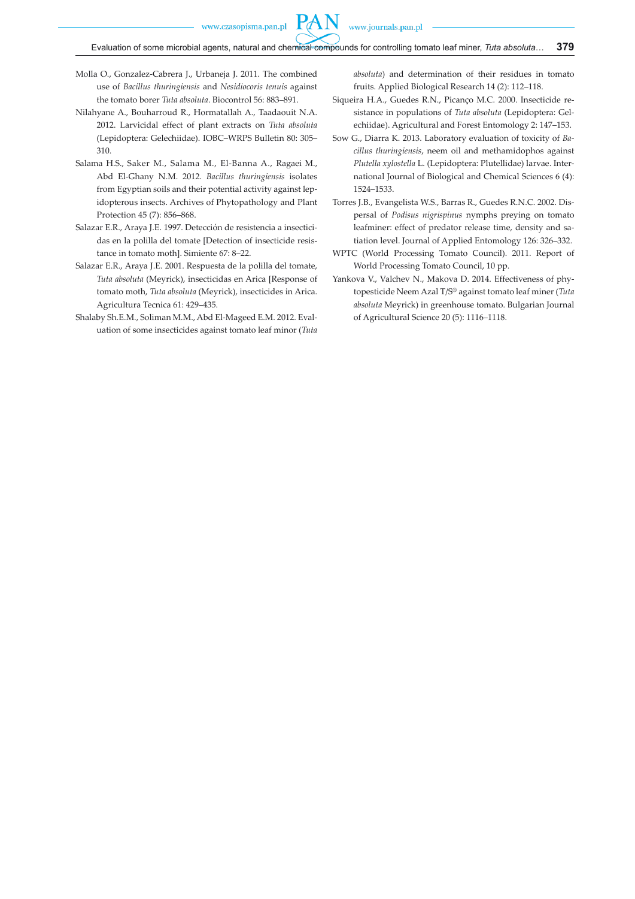Molla O., Gonzalez-Cabrera J., Urbaneja J. 2011. The combined use of *Bacillus thuringiensis* and *Nesidiocoris tenuis* against the tomato borer *Tuta absoluta*. Biocontrol 56: 883–891.

Nilahyane A., Bouharroud R., Hormatallah A., Taadaouit N.A. 2012. Larvicidal effect of plant extracts on *Tuta absoluta* (Lepidoptera: Gelechiidae). IOBC–WRPS Bulletin 80: 305–310.

Salama H.S., Saker M., Salama M., El-Banna A., Ragaei M., Abd El-Ghany N.M. 2012. *Bacillus thuringiensis* isolates from Egyptian soils and their potential activity against lepidopterous insects. Archives of Phytopathology and Plant Protection 45 (7): 856–868.

Salazar E.R., Araya J.E. 1997. Detección de resistencia a insecticidas en la polilla del tomate [Detection of insecticide resistance in tomato moth]. Simiente 67: 8–22.

Salazar E.R., Araya J.E. 2001. Respuesta de la polilla del tomate, *Tuta absoluta* (Meyrick), insecticidas en Arica [Response of tomato moth, *Tuta absoluta* (Meyrick), insecticides in Arica. Agricultura Tecnica 61: 429–435.

Shalaby Sh.E.M., Soliman M.M., Abd El-Mageed E.M. 2012. Evaluation of some insecticides against tomato leaf minor (*Tuta absoluta*) and determination of their residues in tomato fruits. Applied Biological Research 14 (2): 112–118.

Siqueira H.A., Guedes R.N., Picanço M.C. 2000. Insecticide resistance in populations of *Tuta absoluta* (Lepidoptera: Gelechiidae). Agricultural and Forest Entomology 2: 147–153.

Sow G., Diarra K. 2013. Laboratory evaluation of toxicity of *Bacillus thuringiensis*, neem oil and methamidophos against *Plutella xylostella* L. (Lepidoptera: Plutellidae) larvae. International Journal of Biological and Chemical Sciences 6 (4): 1524–1533.

Torres J.B., Evangelista W.S., Barras R., Guedes R.N.C. 2002. Dispersal of *Podisus nigrispinus* nymphs preying on tomato leafminer: effect of predator release time, density and satiation level. Journal of Applied Entomology 126: 326–332.

WPTC (World Processing Tomato Council). 2011. Report of World Processing Tomato Council, 10 pp.

Yankova V., Valchev N., Makova D. 2014. Effectiveness of phytopesticide Neem Azal T/S® against tomato leaf miner (*Tuta absoluta* Meyrick) in greenhouse tomato. Bulgarian Journal of Agricultural Science 20 (5): 1116–1118.